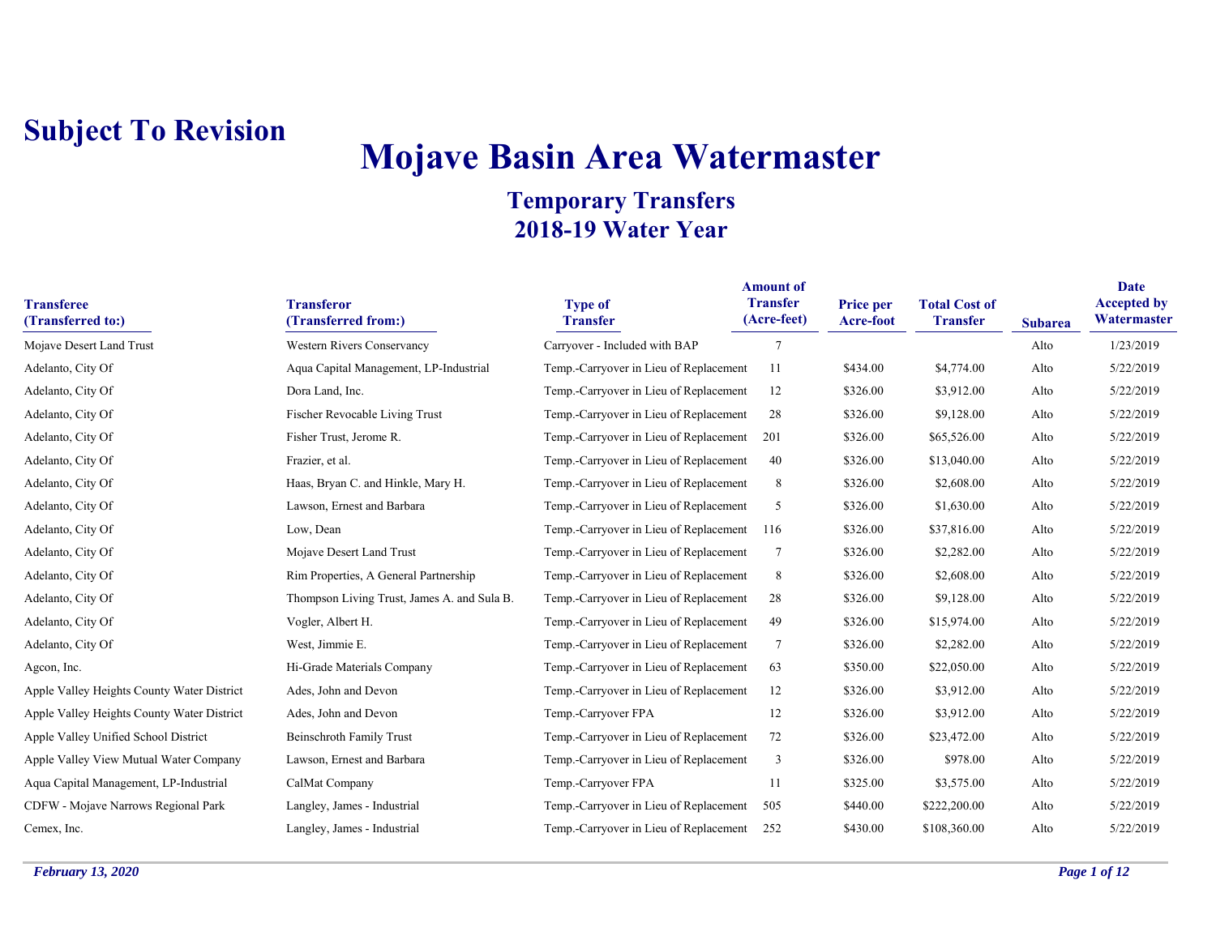**Subject To Revision**

# Mojave Basin Area Watermaster

## Temporary Transfers
## 2018-19 Water Year

| Transferee (Transferred to:) | Transferor (Transferred from:) | Type of Transfer | Amount of Transfer (Acre-feet) | Price per Acre-foot | Total Cost of Transfer | Subarea | Date Accepted by Watermaster |
|---|---|---|---|---|---|---|---|
| Mojave Desert Land Trust | Western Rivers Conservancy | Carryover - Included with BAP | 7 | | | Alto | 1/23/2019 |
| Adelanto, City Of | Aqua Capital Management, LP-Industrial | Temp.-Carryover in Lieu of Replacement | 11 | $434.00 | $4,774.00 | Alto | 5/22/2019 |
| Adelanto, City Of | Dora Land, Inc. | Temp.-Carryover in Lieu of Replacement | 12 | $326.00 | $3,912.00 | Alto | 5/22/2019 |
| Adelanto, City Of | Fischer Revocable Living Trust | Temp.-Carryover in Lieu of Replacement | 28 | $326.00 | $9,128.00 | Alto | 5/22/2019 |
| Adelanto, City Of | Fisher Trust, Jerome R. | Temp.-Carryover in Lieu of Replacement | 201 | $326.00 | $65,526.00 | Alto | 5/22/2019 |
| Adelanto, City Of | Frazier, et al. | Temp.-Carryover in Lieu of Replacement | 40 | $326.00 | $13,040.00 | Alto | 5/22/2019 |
| Adelanto, City Of | Haas, Bryan C. and Hinkle, Mary H. | Temp.-Carryover in Lieu of Replacement | 8 | $326.00 | $2,608.00 | Alto | 5/22/2019 |
| Adelanto, City Of | Lawson, Ernest and Barbara | Temp.-Carryover in Lieu of Replacement | 5 | $326.00 | $1,630.00 | Alto | 5/22/2019 |
| Adelanto, City Of | Low, Dean | Temp.-Carryover in Lieu of Replacement | 116 | $326.00 | $37,816.00 | Alto | 5/22/2019 |
| Adelanto, City Of | Mojave Desert Land Trust | Temp.-Carryover in Lieu of Replacement | 7 | $326.00 | $2,282.00 | Alto | 5/22/2019 |
| Adelanto, City Of | Rim Properties, A General Partnership | Temp.-Carryover in Lieu of Replacement | 8 | $326.00 | $2,608.00 | Alto | 5/22/2019 |
| Adelanto, City Of | Thompson Living Trust, James A. and Sula B. | Temp.-Carryover in Lieu of Replacement | 28 | $326.00 | $9,128.00 | Alto | 5/22/2019 |
| Adelanto, City Of | Vogler, Albert H. | Temp.-Carryover in Lieu of Replacement | 49 | $326.00 | $15,974.00 | Alto | 5/22/2019 |
| Adelanto, City Of | West, Jimmie E. | Temp.-Carryover in Lieu of Replacement | 7 | $326.00 | $2,282.00 | Alto | 5/22/2019 |
| Agcon, Inc. | Hi-Grade Materials Company | Temp.-Carryover in Lieu of Replacement | 63 | $350.00 | $22,050.00 | Alto | 5/22/2019 |
| Apple Valley Heights County Water District | Ades, John and Devon | Temp.-Carryover in Lieu of Replacement | 12 | $326.00 | $3,912.00 | Alto | 5/22/2019 |
| Apple Valley Heights County Water District | Ades, John and Devon | Temp.-Carryover FPA | 12 | $326.00 | $3,912.00 | Alto | 5/22/2019 |
| Apple Valley Unified School District | Beinschroth Family Trust | Temp.-Carryover in Lieu of Replacement | 72 | $326.00 | $23,472.00 | Alto | 5/22/2019 |
| Apple Valley View Mutual Water Company | Lawson, Ernest and Barbara | Temp.-Carryover in Lieu of Replacement | 3 | $326.00 | $978.00 | Alto | 5/22/2019 |
| Aqua Capital Management, LP-Industrial | CalMat Company | Temp.-Carryover FPA | 11 | $325.00 | $3,575.00 | Alto | 5/22/2019 |
| CDFW - Mojave Narrows Regional Park | Langley, James - Industrial | Temp.-Carryover in Lieu of Replacement | 505 | $440.00 | $222,200.00 | Alto | 5/22/2019 |
| Cemex, Inc. | Langley, James - Industrial | Temp.-Carryover in Lieu of Replacement | 252 | $430.00 | $108,360.00 | Alto | 5/22/2019 |

*February 13, 2020*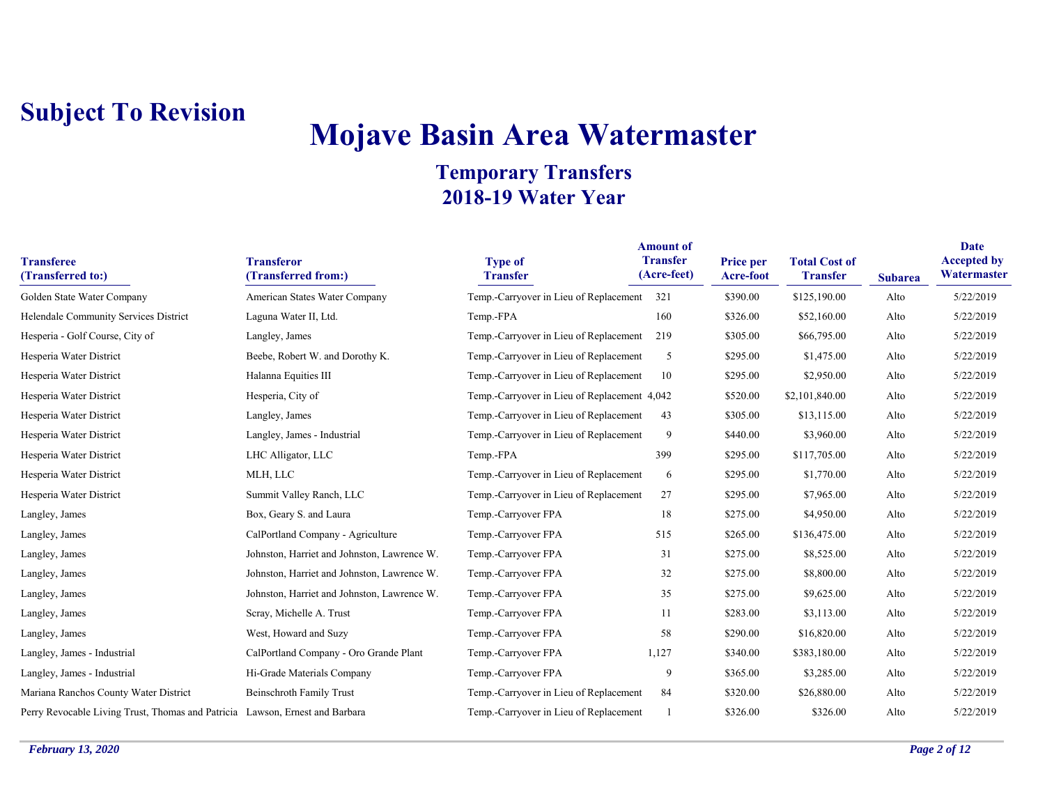**Subject To Revision**

# Mojave Basin Area Watermaster

## Temporary Transfers
## 2018-19 Water Year

| Transferee (Transferred to:) | Transferor (Transferred from:) | Type of Transfer | Amount of Transfer (Acre-feet) | Price per Acre-foot | Total Cost of Transfer | Subarea | Date Accepted by Watermaster |
|---|---|---|---|---|---|---|---|
| Golden State Water Company | American States Water Company | Temp.-Carryover in Lieu of Replacement | 321 | $390.00 | $125,190.00 | Alto | 5/22/2019 |
| Helendale Community Services District | Laguna Water II, Ltd. | Temp.-FPA | 160 | $326.00 | $52,160.00 | Alto | 5/22/2019 |
| Hesperia - Golf Course, City of | Langley, James | Temp.-Carryover in Lieu of Replacement | 219 | $305.00 | $66,795.00 | Alto | 5/22/2019 |
| Hesperia Water District | Beebe, Robert W. and Dorothy K. | Temp.-Carryover in Lieu of Replacement | 5 | $295.00 | $1,475.00 | Alto | 5/22/2019 |
| Hesperia Water District | Halanna Equities III | Temp.-Carryover in Lieu of Replacement | 10 | $295.00 | $2,950.00 | Alto | 5/22/2019 |
| Hesperia Water District | Hesperia, City of | Temp.-Carryover in Lieu of Replacement | 4,042 | $520.00 | $2,101,840.00 | Alto | 5/22/2019 |
| Hesperia Water District | Langley, James | Temp.-Carryover in Lieu of Replacement | 43 | $305.00 | $13,115.00 | Alto | 5/22/2019 |
| Hesperia Water District | Langley, James - Industrial | Temp.-Carryover in Lieu of Replacement | 9 | $440.00 | $3,960.00 | Alto | 5/22/2019 |
| Hesperia Water District | LHC Alligator, LLC | Temp.-FPA | 399 | $295.00 | $117,705.00 | Alto | 5/22/2019 |
| Hesperia Water District | MLH, LLC | Temp.-Carryover in Lieu of Replacement | 6 | $295.00 | $1,770.00 | Alto | 5/22/2019 |
| Hesperia Water District | Summit Valley Ranch, LLC | Temp.-Carryover in Lieu of Replacement | 27 | $295.00 | $7,965.00 | Alto | 5/22/2019 |
| Langley, James | Box, Geary S. and Laura | Temp.-Carryover FPA | 18 | $275.00 | $4,950.00 | Alto | 5/22/2019 |
| Langley, James | CalPortland Company - Agriculture | Temp.-Carryover FPA | 515 | $265.00 | $136,475.00 | Alto | 5/22/2019 |
| Langley, James | Johnston, Harriet and Johnston, Lawrence W. | Temp.-Carryover FPA | 31 | $275.00 | $8,525.00 | Alto | 5/22/2019 |
| Langley, James | Johnston, Harriet and Johnston, Lawrence W. | Temp.-Carryover FPA | 32 | $275.00 | $8,800.00 | Alto | 5/22/2019 |
| Langley, James | Johnston, Harriet and Johnston, Lawrence W. | Temp.-Carryover FPA | 35 | $275.00 | $9,625.00 | Alto | 5/22/2019 |
| Langley, James | Scray, Michelle A. Trust | Temp.-Carryover FPA | 11 | $283.00 | $3,113.00 | Alto | 5/22/2019 |
| Langley, James | West, Howard and Suzy | Temp.-Carryover FPA | 58 | $290.00 | $16,820.00 | Alto | 5/22/2019 |
| Langley, James - Industrial | CalPortland Company - Oro Grande Plant | Temp.-Carryover FPA | 1,127 | $340.00 | $383,180.00 | Alto | 5/22/2019 |
| Langley, James - Industrial | Hi-Grade Materials Company | Temp.-Carryover FPA | 9 | $365.00 | $3,285.00 | Alto | 5/22/2019 |
| Mariana Ranchos County Water District | Beinschroth Family Trust | Temp.-Carryover in Lieu of Replacement | 84 | $320.00 | $26,880.00 | Alto | 5/22/2019 |
| Perry Revocable Living Trust, Thomas and Patricia | Lawson, Ernest and Barbara | Temp.-Carryover in Lieu of Replacement | 1 | $326.00 | $326.00 | Alto | 5/22/2019 |

*February 13, 2020*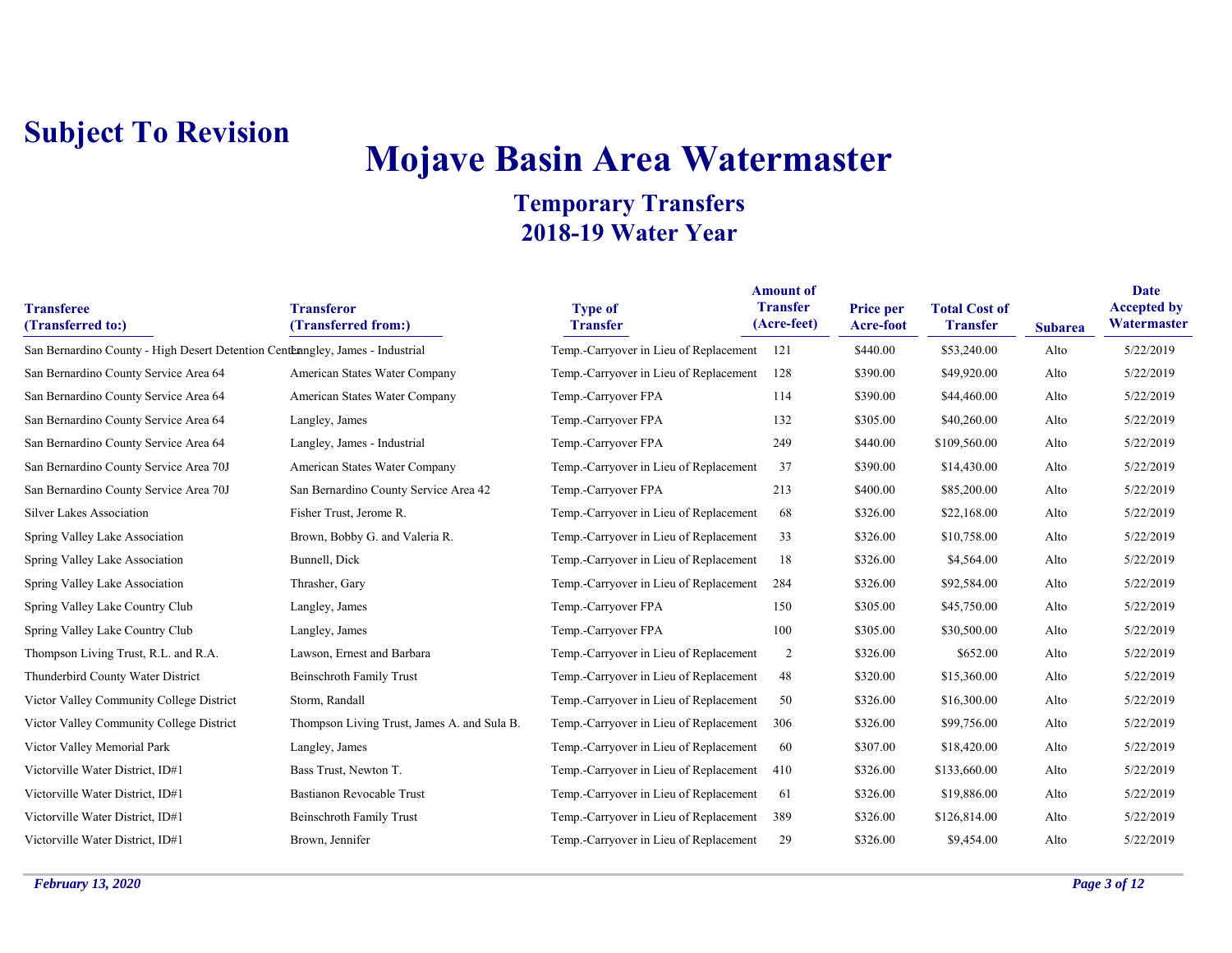**Subject To Revision**

# Mojave Basin Area Watermaster

## Temporary Transfers
## 2018-19 Water Year

| Transferee (Transferred to:) | Transferor (Transferred from:) | Type of Transfer | Amount of Transfer (Acre-feet) | Price per Acre-foot | Total Cost of Transfer | Subarea | Date Accepted by Watermaster |
|---|---|---|---|---|---|---|---|
| San Bernardino County - High Desert Detention Center | Langley, James - Industrial | Temp.-Carryover in Lieu of Replacement | 121 | $440.00 | $53,240.00 | Alto | 5/22/2019 |
| San Bernardino County Service Area 64 | American States Water Company | Temp.-Carryover in Lieu of Replacement | 128 | $390.00 | $49,920.00 | Alto | 5/22/2019 |
| San Bernardino County Service Area 64 | American States Water Company | Temp.-Carryover FPA | 114 | $390.00 | $44,460.00 | Alto | 5/22/2019 |
| San Bernardino County Service Area 64 | Langley, James | Temp.-Carryover FPA | 132 | $305.00 | $40,260.00 | Alto | 5/22/2019 |
| San Bernardino County Service Area 64 | Langley, James - Industrial | Temp.-Carryover FPA | 249 | $440.00 | $109,560.00 | Alto | 5/22/2019 |
| San Bernardino County Service Area 70J | American States Water Company | Temp.-Carryover in Lieu of Replacement | 37 | $390.00 | $14,430.00 | Alto | 5/22/2019 |
| San Bernardino County Service Area 70J | San Bernardino County Service Area 42 | Temp.-Carryover FPA | 213 | $400.00 | $85,200.00 | Alto | 5/22/2019 |
| Silver Lakes Association | Fisher Trust, Jerome R. | Temp.-Carryover in Lieu of Replacement | 68 | $326.00 | $22,168.00 | Alto | 5/22/2019 |
| Spring Valley Lake Association | Brown, Bobby G. and Valeria R. | Temp.-Carryover in Lieu of Replacement | 33 | $326.00 | $10,758.00 | Alto | 5/22/2019 |
| Spring Valley Lake Association | Bunnell, Dick | Temp.-Carryover in Lieu of Replacement | 18 | $326.00 | $4,564.00 | Alto | 5/22/2019 |
| Spring Valley Lake Association | Thrasher, Gary | Temp.-Carryover in Lieu of Replacement | 284 | $326.00 | $92,584.00 | Alto | 5/22/2019 |
| Spring Valley Lake Country Club | Langley, James | Temp.-Carryover FPA | 150 | $305.00 | $45,750.00 | Alto | 5/22/2019 |
| Spring Valley Lake Country Club | Langley, James | Temp.-Carryover FPA | 100 | $305.00 | $30,500.00 | Alto | 5/22/2019 |
| Thompson Living Trust, R.L. and R.A. | Lawson, Ernest and Barbara | Temp.-Carryover in Lieu of Replacement | 2 | $326.00 | $652.00 | Alto | 5/22/2019 |
| Thunderbird County Water District | Beinschroth Family Trust | Temp.-Carryover in Lieu of Replacement | 48 | $320.00 | $15,360.00 | Alto | 5/22/2019 |
| Victor Valley Community College District | Storm, Randall | Temp.-Carryover in Lieu of Replacement | 50 | $326.00 | $16,300.00 | Alto | 5/22/2019 |
| Victor Valley Community College District | Thompson Living Trust, James A. and Sula B. | Temp.-Carryover in Lieu of Replacement | 306 | $326.00 | $99,756.00 | Alto | 5/22/2019 |
| Victor Valley Memorial Park | Langley, James | Temp.-Carryover in Lieu of Replacement | 60 | $307.00 | $18,420.00 | Alto | 5/22/2019 |
| Victorville Water District, ID#1 | Bass Trust, Newton T. | Temp.-Carryover in Lieu of Replacement | 410 | $326.00 | $133,660.00 | Alto | 5/22/2019 |
| Victorville Water District, ID#1 | Bastianon Revocable Trust | Temp.-Carryover in Lieu of Replacement | 61 | $326.00 | $19,886.00 | Alto | 5/22/2019 |
| Victorville Water District, ID#1 | Beinschroth Family Trust | Temp.-Carryover in Lieu of Replacement | 389 | $326.00 | $126,814.00 | Alto | 5/22/2019 |
| Victorville Water District, ID#1 | Brown, Jennifer | Temp.-Carryover in Lieu of Replacement | 29 | $326.00 | $9,454.00 | Alto | 5/22/2019 |

*February 13, 2020*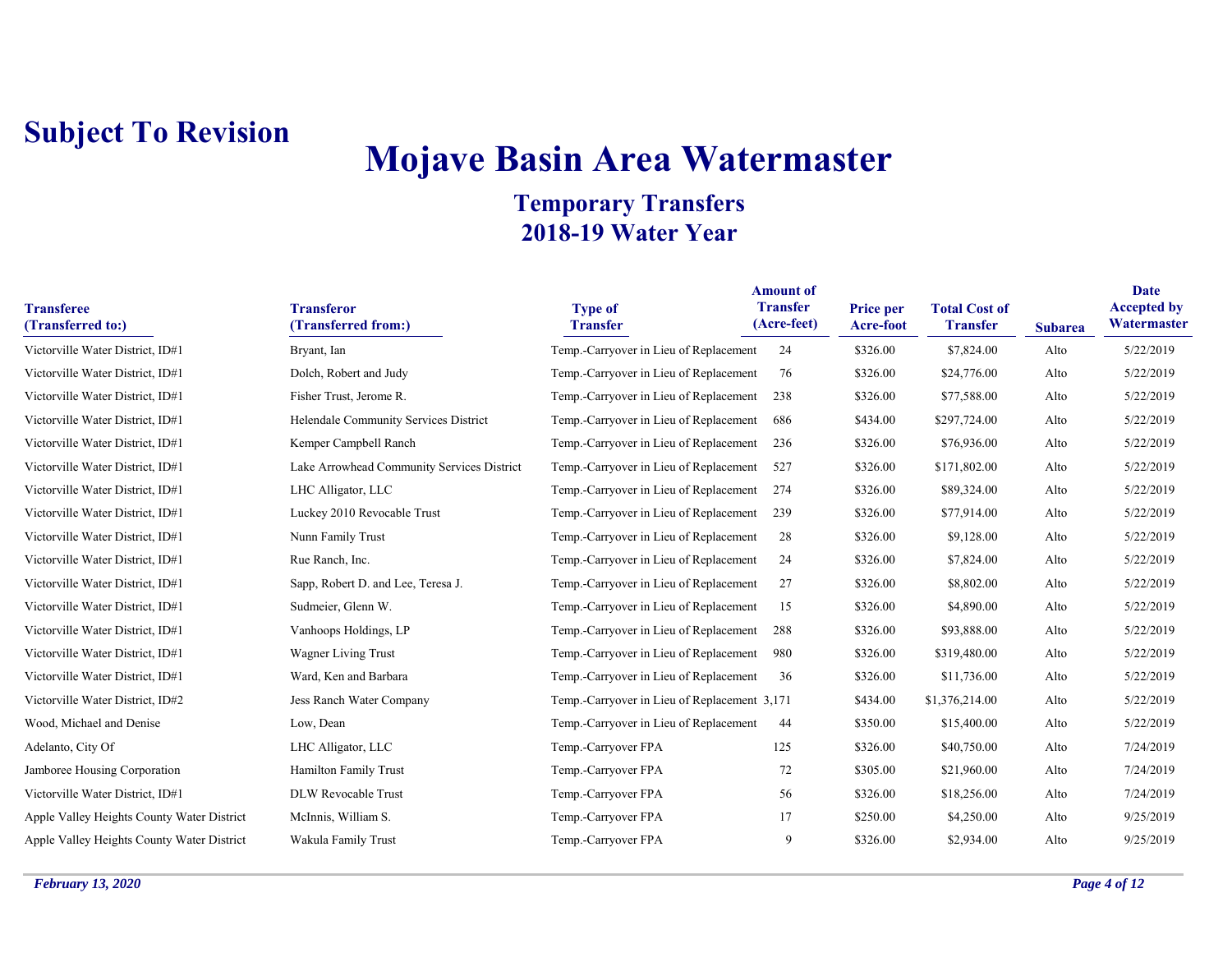**Subject To Revision**

# Mojave Basin Area Watermaster

## Temporary Transfers
## 2018-19 Water Year

| Transferee (Transferred to:) | Transferor (Transferred from:) | Type of Transfer | Amount of Transfer (Acre-feet) | Price per Acre-foot | Total Cost of Transfer | Subarea | Date Accepted by Watermaster |
|---|---|---|---|---|---|---|---|
| Victorville Water District, ID#1 | Bryant, Ian | Temp.-Carryover in Lieu of Replacement | 24 | $326.00 | $7,824.00 | Alto | 5/22/2019 |
| Victorville Water District, ID#1 | Dolch, Robert and Judy | Temp.-Carryover in Lieu of Replacement | 76 | $326.00 | $24,776.00 | Alto | 5/22/2019 |
| Victorville Water District, ID#1 | Fisher Trust, Jerome R. | Temp.-Carryover in Lieu of Replacement | 238 | $326.00 | $77,588.00 | Alto | 5/22/2019 |
| Victorville Water District, ID#1 | Helendale Community Services District | Temp.-Carryover in Lieu of Replacement | 686 | $434.00 | $297,724.00 | Alto | 5/22/2019 |
| Victorville Water District, ID#1 | Kemper Campbell Ranch | Temp.-Carryover in Lieu of Replacement | 236 | $326.00 | $76,936.00 | Alto | 5/22/2019 |
| Victorville Water District, ID#1 | Lake Arrowhead Community Services District | Temp.-Carryover in Lieu of Replacement | 527 | $326.00 | $171,802.00 | Alto | 5/22/2019 |
| Victorville Water District, ID#1 | LHC Alligator, LLC | Temp.-Carryover in Lieu of Replacement | 274 | $326.00 | $89,324.00 | Alto | 5/22/2019 |
| Victorville Water District, ID#1 | Luckey 2010 Revocable Trust | Temp.-Carryover in Lieu of Replacement | 239 | $326.00 | $77,914.00 | Alto | 5/22/2019 |
| Victorville Water District, ID#1 | Nunn Family Trust | Temp.-Carryover in Lieu of Replacement | 28 | $326.00 | $9,128.00 | Alto | 5/22/2019 |
| Victorville Water District, ID#1 | Rue Ranch, Inc. | Temp.-Carryover in Lieu of Replacement | 24 | $326.00 | $7,824.00 | Alto | 5/22/2019 |
| Victorville Water District, ID#1 | Sapp, Robert D. and Lee, Teresa J. | Temp.-Carryover in Lieu of Replacement | 27 | $326.00 | $8,802.00 | Alto | 5/22/2019 |
| Victorville Water District, ID#1 | Sudmeier, Glenn W. | Temp.-Carryover in Lieu of Replacement | 15 | $326.00 | $4,890.00 | Alto | 5/22/2019 |
| Victorville Water District, ID#1 | Vanhoops Holdings, LP | Temp.-Carryover in Lieu of Replacement | 288 | $326.00 | $93,888.00 | Alto | 5/22/2019 |
| Victorville Water District, ID#1 | Wagner Living Trust | Temp.-Carryover in Lieu of Replacement | 980 | $326.00 | $319,480.00 | Alto | 5/22/2019 |
| Victorville Water District, ID#1 | Ward, Ken and Barbara | Temp.-Carryover in Lieu of Replacement | 36 | $326.00 | $11,736.00 | Alto | 5/22/2019 |
| Victorville Water District, ID#2 | Jess Ranch Water Company | Temp.-Carryover in Lieu of Replacement | 3,171 | $434.00 | $1,376,214.00 | Alto | 5/22/2019 |
| Wood, Michael and Denise | Low, Dean | Temp.-Carryover in Lieu of Replacement | 44 | $350.00 | $15,400.00 | Alto | 5/22/2019 |
| Adelanto, City Of | LHC Alligator, LLC | Temp.-Carryover FPA | 125 | $326.00 | $40,750.00 | Alto | 7/24/2019 |
| Jamboree Housing Corporation | Hamilton Family Trust | Temp.-Carryover FPA | 72 | $305.00 | $21,960.00 | Alto | 7/24/2019 |
| Victorville Water District, ID#1 | DLW Revocable Trust | Temp.-Carryover FPA | 56 | $326.00 | $18,256.00 | Alto | 7/24/2019 |
| Apple Valley Heights County Water District | McInnis, William S. | Temp.-Carryover FPA | 17 | $250.00 | $4,250.00 | Alto | 9/25/2019 |
| Apple Valley Heights County Water District | Wakula Family Trust | Temp.-Carryover FPA | 9 | $326.00 | $2,934.00 | Alto | 9/25/2019 |

*February 13, 2020*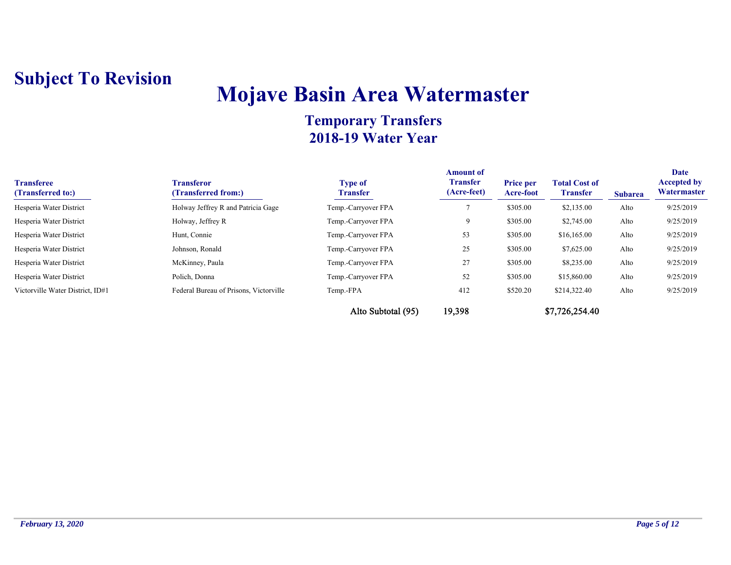**Subject To Revision**

# Mojave Basin Area Watermaster

## Temporary Transfers
## 2018-19 Water Year

| Transferee (Transferred to:) | Transferor (Transferred from:) | Type of Transfer | Amount of Transfer (Acre-feet) | Price per Acre-foot | Total Cost of Transfer | Subarea | Date Accepted by Watermaster |
|---|---|---|---|---|---|---|---|
| Hesperia Water District | Holway Jeffrey R and Patricia Gage | Temp.-Carryover FPA | 7 | $305.00 | $2,135.00 | Alto | 9/25/2019 |
| Hesperia Water District | Holway, Jeffrey R | Temp.-Carryover FPA | 9 | $305.00 | $2,745.00 | Alto | 9/25/2019 |
| Hesperia Water District | Hunt, Connie | Temp.-Carryover FPA | 53 | $305.00 | $16,165.00 | Alto | 9/25/2019 |
| Hesperia Water District | Johnson, Ronald | Temp.-Carryover FPA | 25 | $305.00 | $7,625.00 | Alto | 9/25/2019 |
| Hesperia Water District | McKinney, Paula | Temp.-Carryover FPA | 27 | $305.00 | $8,235.00 | Alto | 9/25/2019 |
| Hesperia Water District | Polich, Donna | Temp.-Carryover FPA | 52 | $305.00 | $15,860.00 | Alto | 9/25/2019 |
| Victorville Water District, ID#1 | Federal Bureau of Prisons, Victorville | Temp.-FPA | 412 | $520.20 | $214,322.40 | Alto | 9/25/2019 |
| | | **Alto Subtotal (95)** | **19,398** | | **$7,726,254.40** | | |

*February 13, 2020*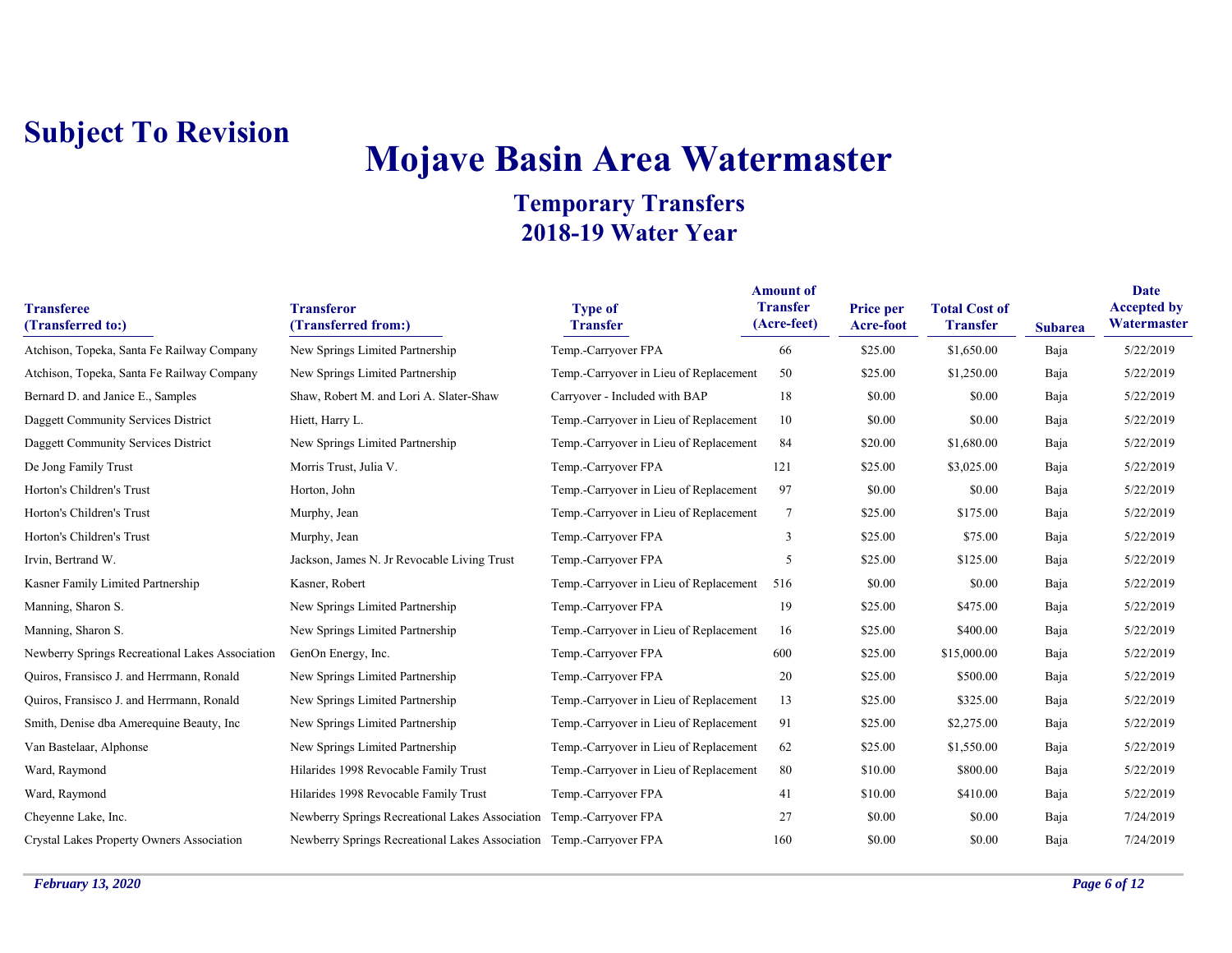**Subject To Revision**

# Mojave Basin Area Watermaster

## Temporary Transfers
## 2018-19 Water Year

| Transferee (Transferred to:) | Transferor (Transferred from:) | Type of Transfer | Amount of Transfer (Acre-feet) | Price per Acre-foot | Total Cost of Transfer | Subarea | Date Accepted by Watermaster |
|---|---|---|---|---|---|---|---|
| Atchison, Topeka, Santa Fe Railway Company | New Springs Limited Partnership | Temp.-Carryover FPA | 66 | $25.00 | $1,650.00 | Baja | 5/22/2019 |
| Atchison, Topeka, Santa Fe Railway Company | New Springs Limited Partnership | Temp.-Carryover in Lieu of Replacement | 50 | $25.00 | $1,250.00 | Baja | 5/22/2019 |
| Bernard D. and Janice E., Samples | Shaw, Robert M. and Lori A. Slater-Shaw | Carryover - Included with BAP | 18 | $0.00 | $0.00 | Baja | 5/22/2019 |
| Daggett Community Services District | Hiett, Harry L. | Temp.-Carryover in Lieu of Replacement | 10 | $0.00 | $0.00 | Baja | 5/22/2019 |
| Daggett Community Services District | New Springs Limited Partnership | Temp.-Carryover in Lieu of Replacement | 84 | $20.00 | $1,680.00 | Baja | 5/22/2019 |
| De Jong Family Trust | Morris Trust, Julia V. | Temp.-Carryover FPA | 121 | $25.00 | $3,025.00 | Baja | 5/22/2019 |
| Horton's Children's Trust | Horton, John | Temp.-Carryover in Lieu of Replacement | 97 | $0.00 | $0.00 | Baja | 5/22/2019 |
| Horton's Children's Trust | Murphy, Jean | Temp.-Carryover in Lieu of Replacement | 7 | $25.00 | $175.00 | Baja | 5/22/2019 |
| Horton's Children's Trust | Murphy, Jean | Temp.-Carryover FPA | 3 | $25.00 | $75.00 | Baja | 5/22/2019 |
| Irvin, Bertrand W. | Jackson, James N. Jr Revocable Living Trust | Temp.-Carryover FPA | 5 | $25.00 | $125.00 | Baja | 5/22/2019 |
| Kasner Family Limited Partnership | Kasner, Robert | Temp.-Carryover in Lieu of Replacement | 516 | $0.00 | $0.00 | Baja | 5/22/2019 |
| Manning, Sharon S. | New Springs Limited Partnership | Temp.-Carryover FPA | 19 | $25.00 | $475.00 | Baja | 5/22/2019 |
| Manning, Sharon S. | New Springs Limited Partnership | Temp.-Carryover in Lieu of Replacement | 16 | $25.00 | $400.00 | Baja | 5/22/2019 |
| Newberry Springs Recreational Lakes Association | GenOn Energy, Inc. | Temp.-Carryover FPA | 600 | $25.00 | $15,000.00 | Baja | 5/22/2019 |
| Quiros, Fransisco J. and Herrmann, Ronald | New Springs Limited Partnership | Temp.-Carryover FPA | 20 | $25.00 | $500.00 | Baja | 5/22/2019 |
| Quiros, Fransisco J. and Herrmann, Ronald | New Springs Limited Partnership | Temp.-Carryover in Lieu of Replacement | 13 | $25.00 | $325.00 | Baja | 5/22/2019 |
| Smith, Denise dba Amerequine Beauty, Inc | New Springs Limited Partnership | Temp.-Carryover in Lieu of Replacement | 91 | $25.00 | $2,275.00 | Baja | 5/22/2019 |
| Van Bastelaar, Alphonse | New Springs Limited Partnership | Temp.-Carryover in Lieu of Replacement | 62 | $25.00 | $1,550.00 | Baja | 5/22/2019 |
| Ward, Raymond | Hilarides 1998 Revocable Family Trust | Temp.-Carryover in Lieu of Replacement | 80 | $10.00 | $800.00 | Baja | 5/22/2019 |
| Ward, Raymond | Hilarides 1998 Revocable Family Trust | Temp.-Carryover FPA | 41 | $10.00 | $410.00 | Baja | 5/22/2019 |
| Cheyenne Lake, Inc. | Newberry Springs Recreational Lakes Association | Temp.-Carryover FPA | 27 | $0.00 | $0.00 | Baja | 7/24/2019 |
| Crystal Lakes Property Owners Association | Newberry Springs Recreational Lakes Association | Temp.-Carryover FPA | 160 | $0.00 | $0.00 | Baja | 7/24/2019 |

*February 13, 2020*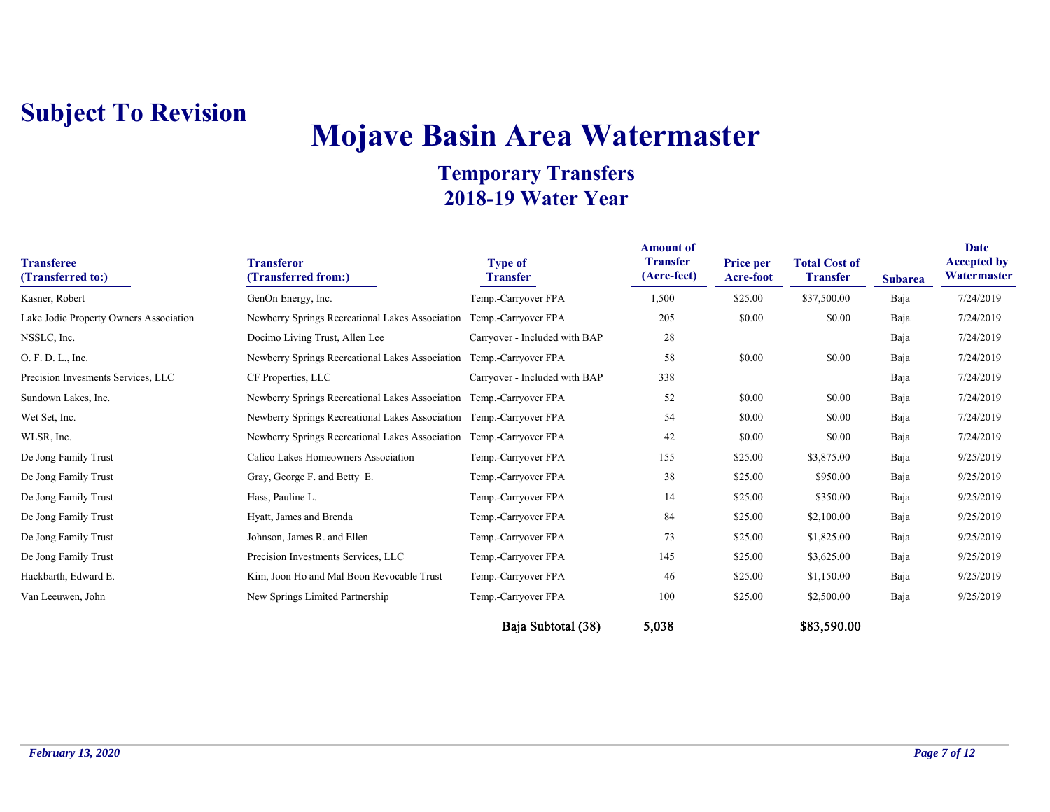**Subject To Revision**

# Mojave Basin Area Watermaster

## Temporary Transfers
## 2018-19 Water Year

| Transferee (Transferred to:) | Transferor (Transferred from:) | Type of Transfer | Amount of Transfer (Acre-feet) | Price per Acre-foot | Total Cost of Transfer | Subarea | Date Accepted by Watermaster |
|---|---|---|---|---|---|---|---|
| Kasner, Robert | GenOn Energy, Inc. | Temp.-Carryover FPA | 1,500 | $25.00 | $37,500.00 | Baja | 7/24/2019 |
| Lake Jodie Property Owners Association | Newberry Springs Recreational Lakes Association | Temp.-Carryover FPA | 205 | $0.00 | $0.00 | Baja | 7/24/2019 |
| NSSLC, Inc. | Docimo Living Trust, Allen Lee | Carryover - Included with BAP | 28 | | | Baja | 7/24/2019 |
| O. F. D. L., Inc. | Newberry Springs Recreational Lakes Association | Temp.-Carryover FPA | 58 | $0.00 | $0.00 | Baja | 7/24/2019 |
| Precision Invesments Services, LLC | CF Properties, LLC | Carryover - Included with BAP | 338 | | | Baja | 7/24/2019 |
| Sundown Lakes, Inc. | Newberry Springs Recreational Lakes Association | Temp.-Carryover FPA | 52 | $0.00 | $0.00 | Baja | 7/24/2019 |
| Wet Set, Inc. | Newberry Springs Recreational Lakes Association | Temp.-Carryover FPA | 54 | $0.00 | $0.00 | Baja | 7/24/2019 |
| WLSR, Inc. | Newberry Springs Recreational Lakes Association | Temp.-Carryover FPA | 42 | $0.00 | $0.00 | Baja | 7/24/2019 |
| De Jong Family Trust | Calico Lakes Homeowners Association | Temp.-Carryover FPA | 155 | $25.00 | $3,875.00 | Baja | 9/25/2019 |
| De Jong Family Trust | Gray, George F. and Betty E. | Temp.-Carryover FPA | 38 | $25.00 | $950.00 | Baja | 9/25/2019 |
| De Jong Family Trust | Hass, Pauline L. | Temp.-Carryover FPA | 14 | $25.00 | $350.00 | Baja | 9/25/2019 |
| De Jong Family Trust | Hyatt, James and Brenda | Temp.-Carryover FPA | 84 | $25.00 | $2,100.00 | Baja | 9/25/2019 |
| De Jong Family Trust | Johnson, James R. and Ellen | Temp.-Carryover FPA | 73 | $25.00 | $1,825.00 | Baja | 9/25/2019 |
| De Jong Family Trust | Precision Investments Services, LLC | Temp.-Carryover FPA | 145 | $25.00 | $3,625.00 | Baja | 9/25/2019 |
| Hackbarth, Edward E. | Kim, Joon Ho and Mal Boon Revocable Trust | Temp.-Carryover FPA | 46 | $25.00 | $1,150.00 | Baja | 9/25/2019 |
| Van Leeuwen, John | New Springs Limited Partnership | Temp.-Carryover FPA | 100 | $25.00 | $2,500.00 | Baja | 9/25/2019 |
| | | **Baja Subtotal (38)** | **5,038** | | **$83,590.00** | | |

*February 13, 2020*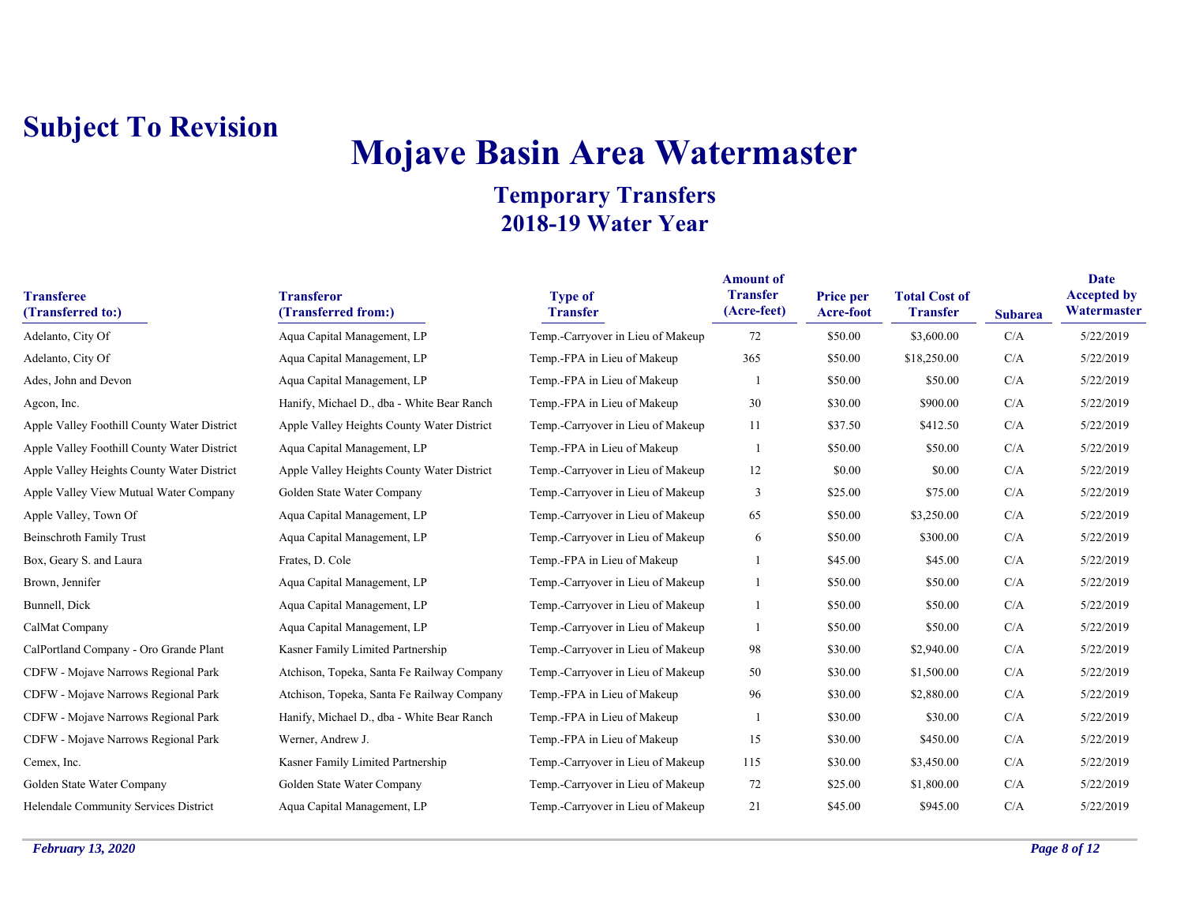**Subject To Revision**

# Mojave Basin Area Watermaster

## Temporary Transfers
## 2018-19 Water Year

| Transferee (Transferred to:) | Transferor (Transferred from:) | Type of Transfer | Amount of Transfer (Acre-feet) | Price per Acre-foot | Total Cost of Transfer | Subarea | Date Accepted by Watermaster |
|---|---|---|---|---|---|---|---|
| Adelanto, City Of | Aqua Capital Management, LP | Temp.-Carryover in Lieu of Makeup | 72 | $50.00 | $3,600.00 | C/A | 5/22/2019 |
| Adelanto, City Of | Aqua Capital Management, LP | Temp.-FPA in Lieu of Makeup | 365 | $50.00 | $18,250.00 | C/A | 5/22/2019 |
| Ades, John and Devon | Aqua Capital Management, LP | Temp.-FPA in Lieu of Makeup | 1 | $50.00 | $50.00 | C/A | 5/22/2019 |
| Agcon, Inc. | Hanify, Michael D., dba - White Bear Ranch | Temp.-FPA in Lieu of Makeup | 30 | $30.00 | $900.00 | C/A | 5/22/2019 |
| Apple Valley Foothill County Water District | Apple Valley Heights County Water District | Temp.-Carryover in Lieu of Makeup | 11 | $37.50 | $412.50 | C/A | 5/22/2019 |
| Apple Valley Foothill County Water District | Aqua Capital Management, LP | Temp.-FPA in Lieu of Makeup | 1 | $50.00 | $50.00 | C/A | 5/22/2019 |
| Apple Valley Heights County Water District | Apple Valley Heights County Water District | Temp.-Carryover in Lieu of Makeup | 12 | $0.00 | $0.00 | C/A | 5/22/2019 |
| Apple Valley View Mutual Water Company | Golden State Water Company | Temp.-Carryover in Lieu of Makeup | 3 | $25.00 | $75.00 | C/A | 5/22/2019 |
| Apple Valley, Town Of | Aqua Capital Management, LP | Temp.-Carryover in Lieu of Makeup | 65 | $50.00 | $3,250.00 | C/A | 5/22/2019 |
| Beinschroth Family Trust | Aqua Capital Management, LP | Temp.-Carryover in Lieu of Makeup | 6 | $50.00 | $300.00 | C/A | 5/22/2019 |
| Box, Geary S. and Laura | Frates, D. Cole | Temp.-FPA in Lieu of Makeup | 1 | $45.00 | $45.00 | C/A | 5/22/2019 |
| Brown, Jennifer | Aqua Capital Management, LP | Temp.-Carryover in Lieu of Makeup | 1 | $50.00 | $50.00 | C/A | 5/22/2019 |
| Bunnell, Dick | Aqua Capital Management, LP | Temp.-Carryover in Lieu of Makeup | 1 | $50.00 | $50.00 | C/A | 5/22/2019 |
| CalMat Company | Aqua Capital Management, LP | Temp.-Carryover in Lieu of Makeup | 1 | $50.00 | $50.00 | C/A | 5/22/2019 |
| CalPortland Company - Oro Grande Plant | Kasner Family Limited Partnership | Temp.-Carryover in Lieu of Makeup | 98 | $30.00 | $2,940.00 | C/A | 5/22/2019 |
| CDFW - Mojave Narrows Regional Park | Atchison, Topeka, Santa Fe Railway Company | Temp.-Carryover in Lieu of Makeup | 50 | $30.00 | $1,500.00 | C/A | 5/22/2019 |
| CDFW - Mojave Narrows Regional Park | Atchison, Topeka, Santa Fe Railway Company | Temp.-FPA in Lieu of Makeup | 96 | $30.00 | $2,880.00 | C/A | 5/22/2019 |
| CDFW - Mojave Narrows Regional Park | Hanify, Michael D., dba - White Bear Ranch | Temp.-FPA in Lieu of Makeup | 1 | $30.00 | $30.00 | C/A | 5/22/2019 |
| CDFW - Mojave Narrows Regional Park | Werner, Andrew J. | Temp.-FPA in Lieu of Makeup | 15 | $30.00 | $450.00 | C/A | 5/22/2019 |
| Cemex, Inc. | Kasner Family Limited Partnership | Temp.-Carryover in Lieu of Makeup | 115 | $30.00 | $3,450.00 | C/A | 5/22/2019 |
| Golden State Water Company | Golden State Water Company | Temp.-Carryover in Lieu of Makeup | 72 | $25.00 | $1,800.00 | C/A | 5/22/2019 |
| Helendale Community Services District | Aqua Capital Management, LP | Temp.-Carryover in Lieu of Makeup | 21 | $45.00 | $945.00 | C/A | 5/22/2019 |

*February 13, 2020*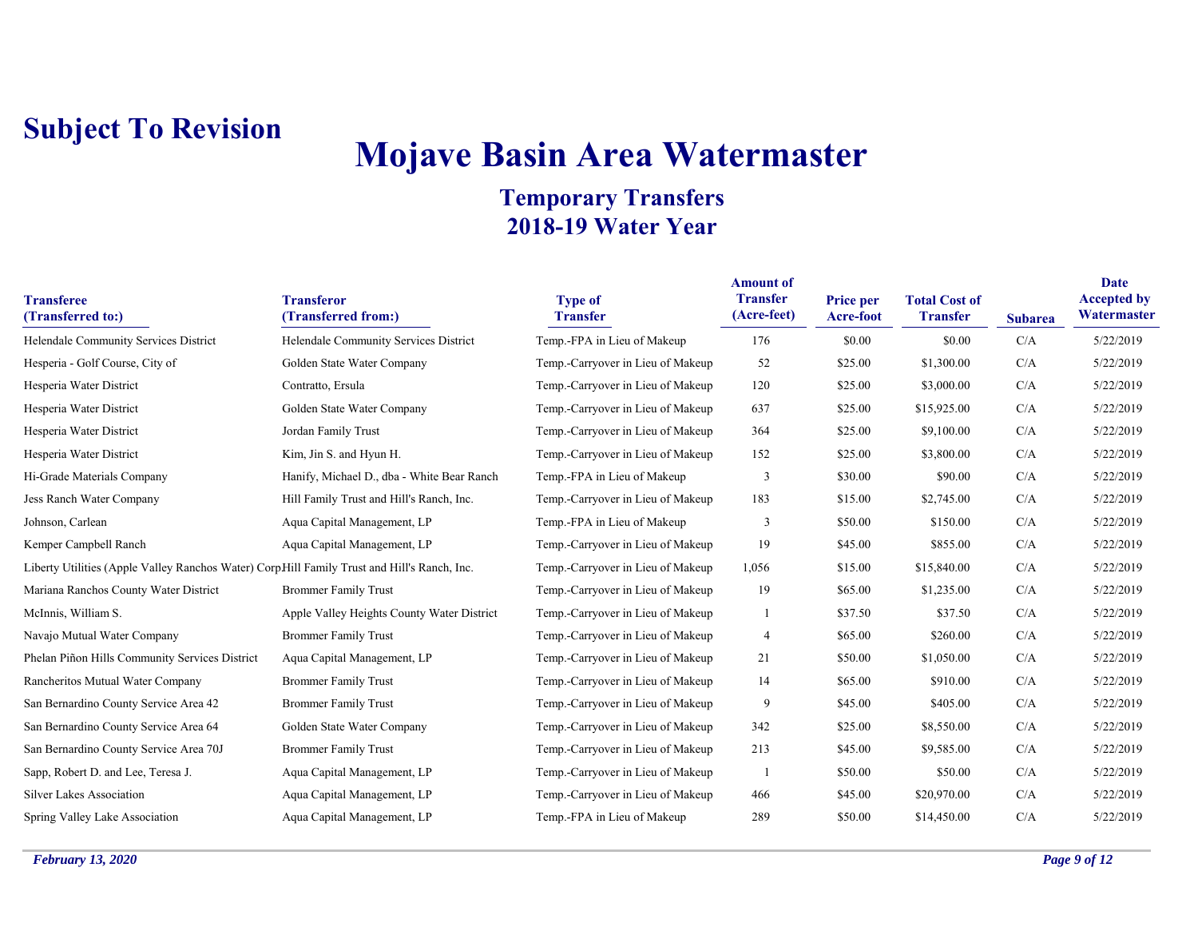**Subject To Revision**

# Mojave Basin Area Watermaster

## Temporary Transfers
## 2018-19 Water Year

| Transferee (Transferred to:) | Transferor (Transferred from:) | Type of Transfer | Amount of Transfer (Acre-feet) | Price per Acre-foot | Total Cost of Transfer | Subarea | Date Accepted by Watermaster |
|---|---|---|---|---|---|---|---|
| Helendale Community Services District | Helendale Community Services District | Temp.-FPA in Lieu of Makeup | 176 | $0.00 | $0.00 | C/A | 5/22/2019 |
| Hesperia - Golf Course, City of | Golden State Water Company | Temp.-Carryover in Lieu of Makeup | 52 | $25.00 | $1,300.00 | C/A | 5/22/2019 |
| Hesperia Water District | Contratto, Ersula | Temp.-Carryover in Lieu of Makeup | 120 | $25.00 | $3,000.00 | C/A | 5/22/2019 |
| Hesperia Water District | Golden State Water Company | Temp.-Carryover in Lieu of Makeup | 637 | $25.00 | $15,925.00 | C/A | 5/22/2019 |
| Hesperia Water District | Jordan Family Trust | Temp.-Carryover in Lieu of Makeup | 364 | $25.00 | $9,100.00 | C/A | 5/22/2019 |
| Hesperia Water District | Kim, Jin S. and Hyun H. | Temp.-Carryover in Lieu of Makeup | 152 | $25.00 | $3,800.00 | C/A | 5/22/2019 |
| Hi-Grade Materials Company | Hanify, Michael D., dba - White Bear Ranch | Temp.-FPA in Lieu of Makeup | 3 | $30.00 | $90.00 | C/A | 5/22/2019 |
| Jess Ranch Water Company | Hill Family Trust and Hill's Ranch, Inc. | Temp.-Carryover in Lieu of Makeup | 183 | $15.00 | $2,745.00 | C/A | 5/22/2019 |
| Johnson, Carlean | Aqua Capital Management, LP | Temp.-FPA in Lieu of Makeup | 3 | $50.00 | $150.00 | C/A | 5/22/2019 |
| Kemper Campbell Ranch | Aqua Capital Management, LP | Temp.-Carryover in Lieu of Makeup | 19 | $45.00 | $855.00 | C/A | 5/22/2019 |
| Liberty Utilities (Apple Valley Ranchos Water) Corp | Hill Family Trust and Hill's Ranch, Inc. | Temp.-Carryover in Lieu of Makeup | 1,056 | $15.00 | $15,840.00 | C/A | 5/22/2019 |
| Mariana Ranchos County Water District | Brommer Family Trust | Temp.-Carryover in Lieu of Makeup | 19 | $65.00 | $1,235.00 | C/A | 5/22/2019 |
| McInnis, William S. | Apple Valley Heights County Water District | Temp.-Carryover in Lieu of Makeup | 1 | $37.50 | $37.50 | C/A | 5/22/2019 |
| Navajo Mutual Water Company | Brommer Family Trust | Temp.-Carryover in Lieu of Makeup | 4 | $65.00 | $260.00 | C/A | 5/22/2019 |
| Phelan Piñon Hills Community Services District | Aqua Capital Management, LP | Temp.-Carryover in Lieu of Makeup | 21 | $50.00 | $1,050.00 | C/A | 5/22/2019 |
| Rancheritos Mutual Water Company | Brommer Family Trust | Temp.-Carryover in Lieu of Makeup | 14 | $65.00 | $910.00 | C/A | 5/22/2019 |
| San Bernardino County Service Area 42 | Brommer Family Trust | Temp.-Carryover in Lieu of Makeup | 9 | $45.00 | $405.00 | C/A | 5/22/2019 |
| San Bernardino County Service Area 64 | Golden State Water Company | Temp.-Carryover in Lieu of Makeup | 342 | $25.00 | $8,550.00 | C/A | 5/22/2019 |
| San Bernardino County Service Area 70J | Brommer Family Trust | Temp.-Carryover in Lieu of Makeup | 213 | $45.00 | $9,585.00 | C/A | 5/22/2019 |
| Sapp, Robert D. and Lee, Teresa J. | Aqua Capital Management, LP | Temp.-Carryover in Lieu of Makeup | 1 | $50.00 | $50.00 | C/A | 5/22/2019 |
| Silver Lakes Association | Aqua Capital Management, LP | Temp.-Carryover in Lieu of Makeup | 466 | $45.00 | $20,970.00 | C/A | 5/22/2019 |
| Spring Valley Lake Association | Aqua Capital Management, LP | Temp.-FPA in Lieu of Makeup | 289 | $50.00 | $14,450.00 | C/A | 5/22/2019 |

*February 13, 2020*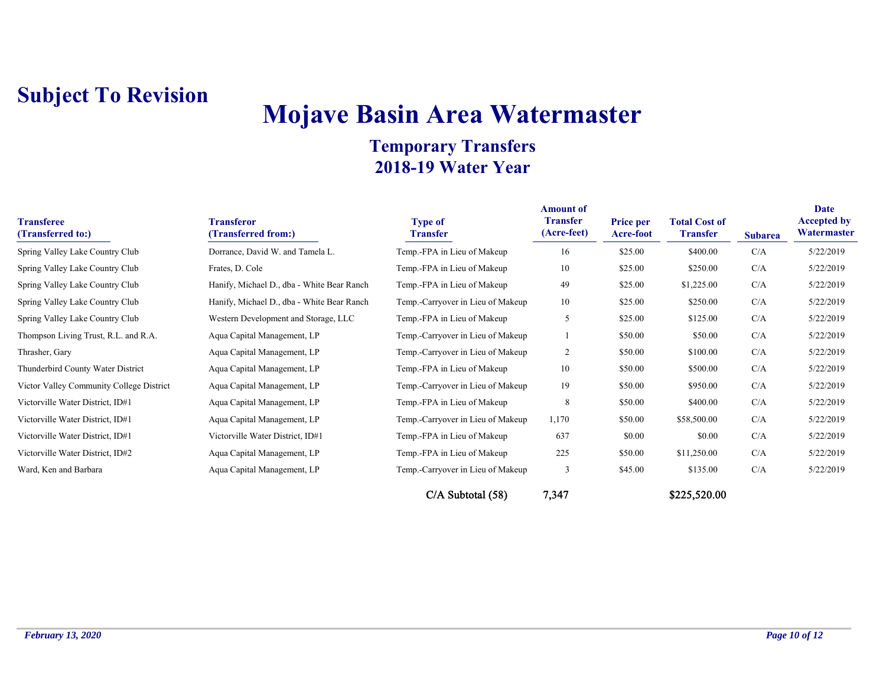**Subject To Revision**

# Mojave Basin Area Watermaster

## Temporary Transfers
## 2018-19 Water Year

| Transferee (Transferred to:) | Transferor (Transferred from:) | Type of Transfer | Amount of Transfer (Acre-feet) | Price per Acre-foot | Total Cost of Transfer | Subarea | Date Accepted by Watermaster |
|---|---|---|---|---|---|---|---|
| Spring Valley Lake Country Club | Dorrance, David W. and Tamela L. | Temp.-FPA in Lieu of Makeup | 16 | $25.00 | $400.00 | C/A | 5/22/2019 |
| Spring Valley Lake Country Club | Frates, D. Cole | Temp.-FPA in Lieu of Makeup | 10 | $25.00 | $250.00 | C/A | 5/22/2019 |
| Spring Valley Lake Country Club | Hanify, Michael D., dba - White Bear Ranch | Temp.-FPA in Lieu of Makeup | 49 | $25.00 | $1,225.00 | C/A | 5/22/2019 |
| Spring Valley Lake Country Club | Hanify, Michael D., dba - White Bear Ranch | Temp.-Carryover in Lieu of Makeup | 10 | $25.00 | $250.00 | C/A | 5/22/2019 |
| Spring Valley Lake Country Club | Western Development and Storage, LLC | Temp.-FPA in Lieu of Makeup | 5 | $25.00 | $125.00 | C/A | 5/22/2019 |
| Thompson Living Trust, R.L. and R.A. | Aqua Capital Management, LP | Temp.-Carryover in Lieu of Makeup | 1 | $50.00 | $50.00 | C/A | 5/22/2019 |
| Thrasher, Gary | Aqua Capital Management, LP | Temp.-Carryover in Lieu of Makeup | 2 | $50.00 | $100.00 | C/A | 5/22/2019 |
| Thunderbird County Water District | Aqua Capital Management, LP | Temp.-FPA in Lieu of Makeup | 10 | $50.00 | $500.00 | C/A | 5/22/2019 |
| Victor Valley Community College District | Aqua Capital Management, LP | Temp.-Carryover in Lieu of Makeup | 19 | $50.00 | $950.00 | C/A | 5/22/2019 |
| Victorville Water District, ID#1 | Aqua Capital Management, LP | Temp.-FPA in Lieu of Makeup | 8 | $50.00 | $400.00 | C/A | 5/22/2019 |
| Victorville Water District, ID#1 | Aqua Capital Management, LP | Temp.-Carryover in Lieu of Makeup | 1,170 | $50.00 | $58,500.00 | C/A | 5/22/2019 |
| Victorville Water District, ID#1 | Victorville Water District, ID#1 | Temp.-FPA in Lieu of Makeup | 637 | $0.00 | $0.00 | C/A | 5/22/2019 |
| Victorville Water District, ID#2 | Aqua Capital Management, LP | Temp.-FPA in Lieu of Makeup | 225 | $50.00 | $11,250.00 | C/A | 5/22/2019 |
| Ward, Ken and Barbara | Aqua Capital Management, LP | Temp.-Carryover in Lieu of Makeup | 3 | $45.00 | $135.00 | C/A | 5/22/2019 |
| | | C/A Subtotal (58) | 7,347 | | $225,520.00 | | |

*February 13, 2020*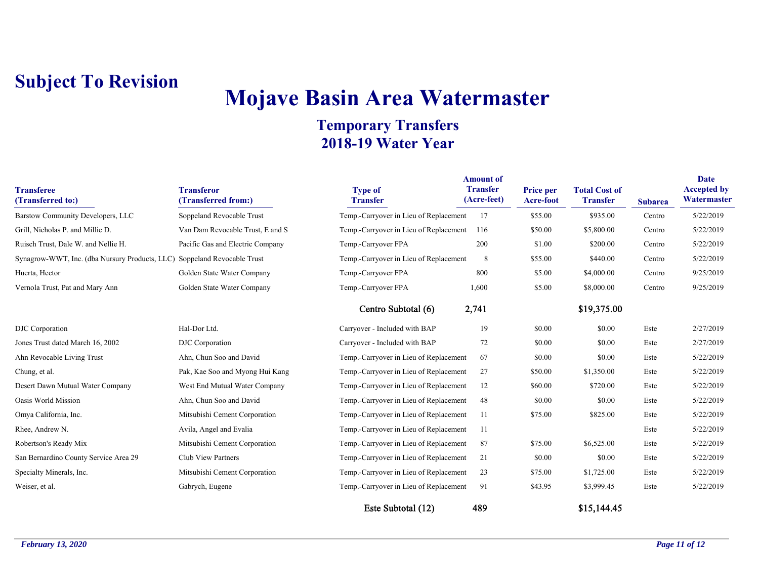**Subject To Revision**

# Mojave Basin Area Watermaster

## Temporary Transfers
## 2018-19 Water Year

| Transferee (Transferred to:) | Transferor (Transferred from:) | Type of Transfer | Amount of Transfer (Acre-feet) | Price per Acre-foot | Total Cost of Transfer | Subarea | Date Accepted by Watermaster |
|---|---|---|---|---|---|---|---|
| Barstow Community Developers, LLC | Soppeland Revocable Trust | Temp.-Carryover in Lieu of Replacement | 17 | $55.00 | $935.00 | Centro | 5/22/2019 |
| Grill, Nicholas P. and Millie D. | Van Dam Revocable Trust, E and S | Temp.-Carryover in Lieu of Replacement | 116 | $50.00 | $5,800.00 | Centro | 5/22/2019 |
| Ruisch Trust, Dale W. and Nellie H. | Pacific Gas and Electric Company | Temp.-Carryover FPA | 200 | $1.00 | $200.00 | Centro | 5/22/2019 |
| Synagrow-WWT, Inc. (dba Nursury Products, LLC) | Soppeland Revocable Trust | Temp.-Carryover in Lieu of Replacement | 8 | $55.00 | $440.00 | Centro | 5/22/2019 |
| Huerta, Hector | Golden State Water Company | Temp.-Carryover FPA | 800 | $5.00 | $4,000.00 | Centro | 9/25/2019 |
| Vernola Trust, Pat and Mary Ann | Golden State Water Company | Temp.-Carryover FPA | 1,600 | $5.00 | $8,000.00 | Centro | 9/25/2019 |
| | | Centro Subtotal (6) | 2,741 | | $19,375.00 | | |
| DJC Corporation | Hal-Dor Ltd. | Carryover - Included with BAP | 19 | $0.00 | $0.00 | Este | 2/27/2019 |
| Jones Trust dated March 16, 2002 | DJC Corporation | Carryover - Included with BAP | 72 | $0.00 | $0.00 | Este | 2/27/2019 |
| Ahn Revocable Living Trust | Ahn, Chun Soo and David | Temp.-Carryover in Lieu of Replacement | 67 | $0.00 | $0.00 | Este | 5/22/2019 |
| Chung, et al. | Pak, Kae Soo and Myong Hui Kang | Temp.-Carryover in Lieu of Replacement | 27 | $50.00 | $1,350.00 | Este | 5/22/2019 |
| Desert Dawn Mutual Water Company | West End Mutual Water Company | Temp.-Carryover in Lieu of Replacement | 12 | $60.00 | $720.00 | Este | 5/22/2019 |
| Oasis World Mission | Ahn, Chun Soo and David | Temp.-Carryover in Lieu of Replacement | 48 | $0.00 | $0.00 | Este | 5/22/2019 |
| Omya California, Inc. | Mitsubishi Cement Corporation | Temp.-Carryover in Lieu of Replacement | 11 | $75.00 | $825.00 | Este | 5/22/2019 |
| Rhee, Andrew N. | Avila, Angel and Evalia | Temp.-Carryover in Lieu of Replacement | 11 | | | Este | 5/22/2019 |
| Robertson's Ready Mix | Mitsubishi Cement Corporation | Temp.-Carryover in Lieu of Replacement | 87 | $75.00 | $6,525.00 | Este | 5/22/2019 |
| San Bernardino County Service Area 29 | Club View Partners | Temp.-Carryover in Lieu of Replacement | 21 | $0.00 | $0.00 | Este | 5/22/2019 |
| Specialty Minerals, Inc. | Mitsubishi Cement Corporation | Temp.-Carryover in Lieu of Replacement | 23 | $75.00 | $1,725.00 | Este | 5/22/2019 |
| Weiser, et al. | Gabrych, Eugene | Temp.-Carryover in Lieu of Replacement | 91 | $43.95 | $3,999.45 | Este | 5/22/2019 |
| | | Este Subtotal (12) | 489 | | $15,144.45 | | |

*February 13, 2020*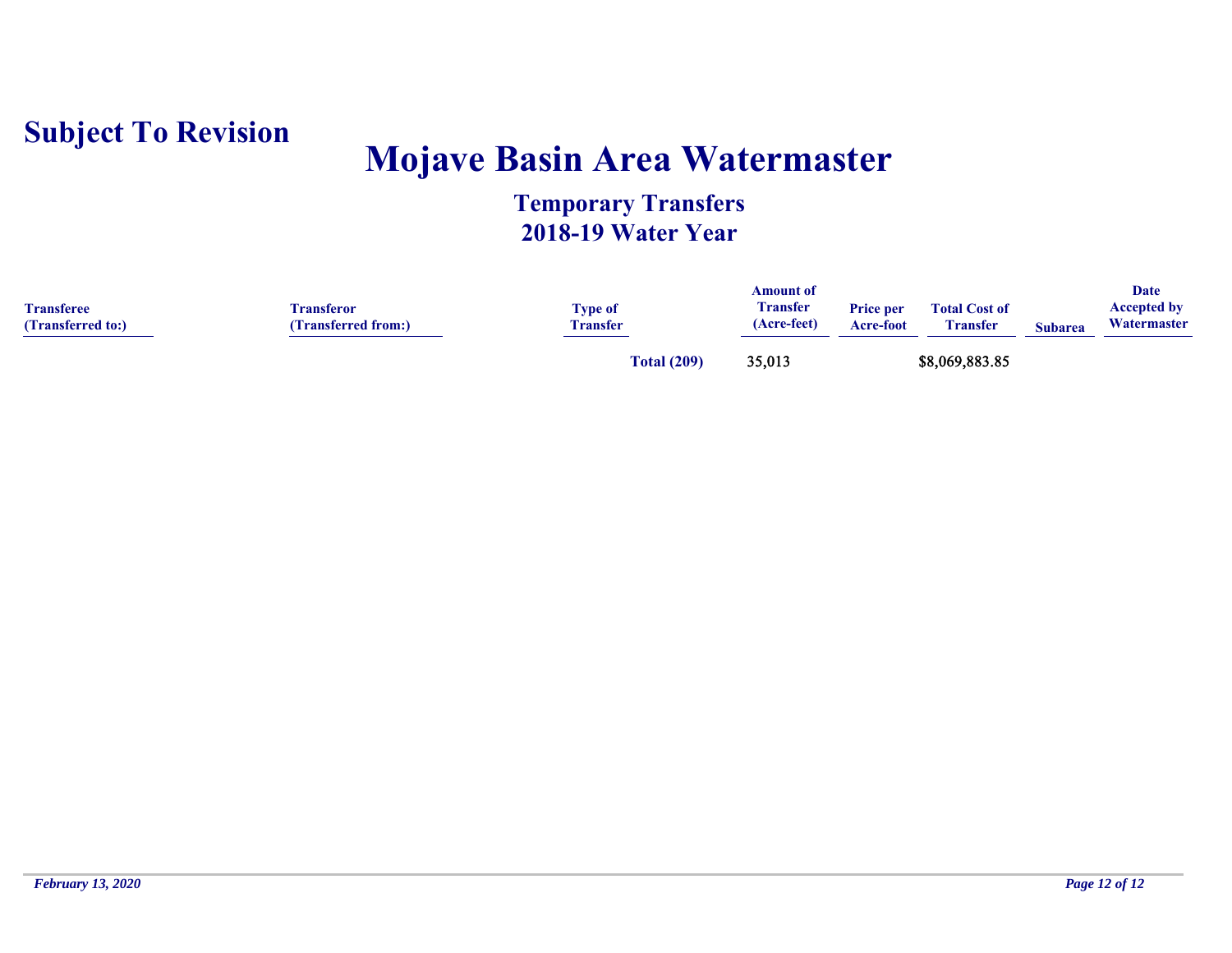**Subject To Revision**

# Mojave Basin Area Watermaster

## Temporary Transfers
## 2018-19 Water Year

| Transferee (Transferred to:) | Transferor (Transferred from:) | Type of Transfer | | Amount of Transfer (Acre-feet) | Price per Acre-foot | Total Cost of Transfer | Subarea | Date Accepted by Watermaster |
|---|---|---|---|---|---|---|---|---|
| | | | **Total (209)** | 35,013 | | $8,069,883.85 | | |

*February 13, 2020*